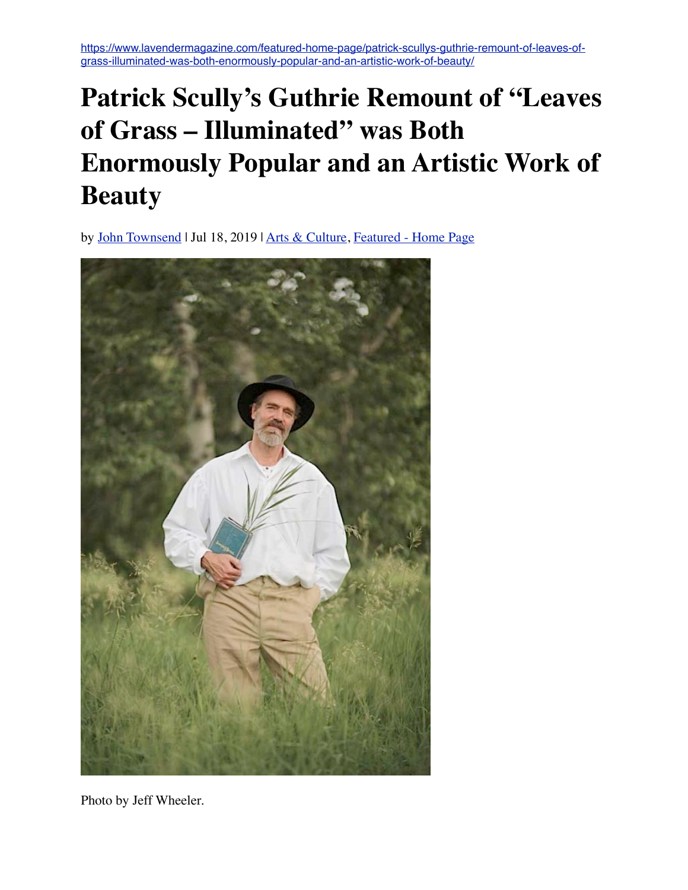https://www.lavendermagazine.com/featured-home-page/patrick-scullys-guthrie-remount-of-leaves-of-grass-illuminated-was-both-enormously-popular-and-an-artistic-work-of-beauty/

# Patrick Scully's Guthrie Remount of "Leaves of Grass – Illuminated" was Both Enormously Popular and an Artistic Work of Beauty

by John Townsend | Jul 18, 2019 | Arts & Culture, Featured - Home Page

Photo by Jeff Wheeler.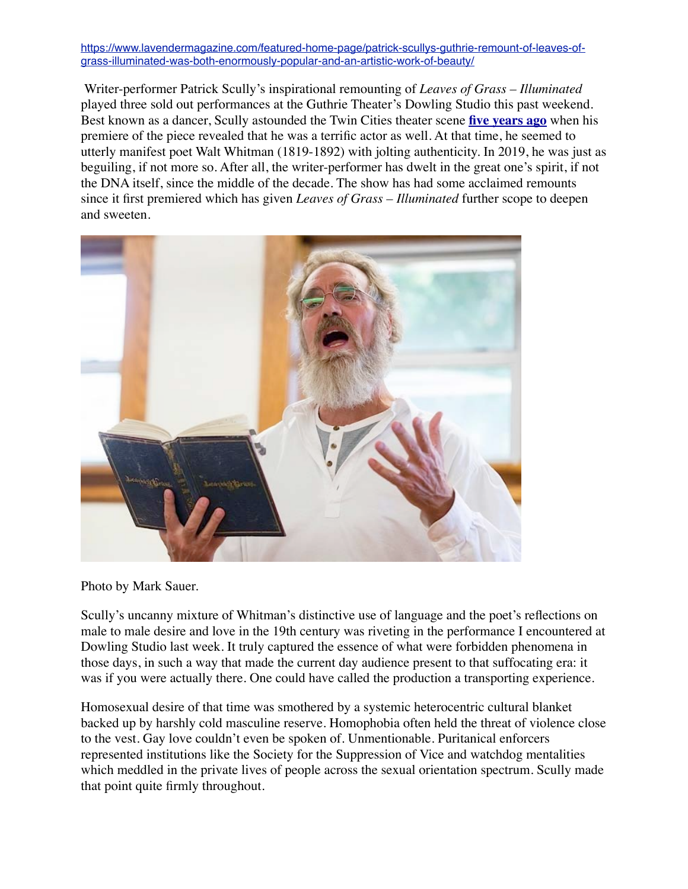https://www.lavendermagazine.com/featured-home-page/patrick-scullys-guthrie-remount-of-leaves-of-grass-illuminated-was-both-enormously-popular-and-an-artistic-work-of-beauty/

Writer-performer Patrick Scully's inspirational remounting of *Leaves of Grass – Illuminated* played three sold out performances at the Guthrie Theater's Dowling Studio this past weekend. Best known as a dancer, Scully astounded the Twin Cities theater scene **five years ago** when his premiere of the piece revealed that he was a terrific actor as well. At that time, he seemed to utterly manifest poet Walt Whitman (1819-1892) with jolting authenticity. In 2019, he was just as beguiling, if not more so. After all, the writer-performer has dwelt in the great one's spirit, if not the DNA itself, since the middle of the decade. The show has had some acclaimed remounts since it first premiered which has given *Leaves of Grass – Illuminated* further scope to deepen and sweeten.

Photo by Mark Sauer.

Scully's uncanny mixture of Whitman's distinctive use of language and the poet's reflections on male to male desire and love in the 19th century was riveting in the performance I encountered at Dowling Studio last week. It truly captured the essence of what were forbidden phenomena in those days, in such a way that made the current day audience present to that suffocating era: it was if you were actually there. One could have called the production a transporting experience.

Homosexual desire of that time was smothered by a systemic heterocentric cultural blanket backed up by harshly cold masculine reserve. Homophobia often held the threat of violence close to the vest. Gay love couldn't even be spoken of. Unmentionable. Puritanical enforcers represented institutions like the Society for the Suppression of Vice and watchdog mentalities which meddled in the private lives of people across the sexual orientation spectrum. Scully made that point quite firmly throughout.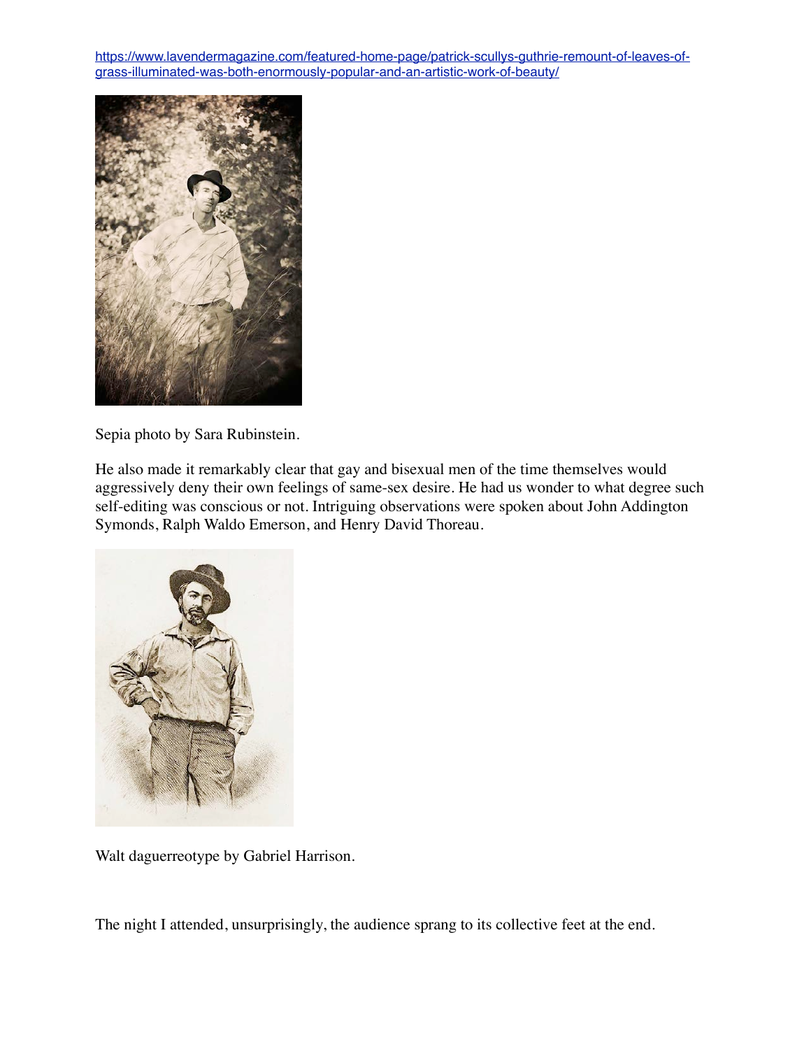https://www.lavendermagazine.com/featured-home-page/patrick-scullys-guthrie-remount-of-leaves-of-grass-illuminated-was-both-enormously-popular-and-an-artistic-work-of-beauty/

Sepia photo by Sara Rubinstein.

He also made it remarkably clear that gay and bisexual men of the time themselves would aggressively deny their own feelings of same-sex desire. He had us wonder to what degree such self-editing was conscious or not. Intriguing observations were spoken about John Addington Symonds, Ralph Waldo Emerson, and Henry David Thoreau.

Walt daguerreotype by Gabriel Harrison.

The night I attended, unsurprisingly, the audience sprang to its collective feet at the end.